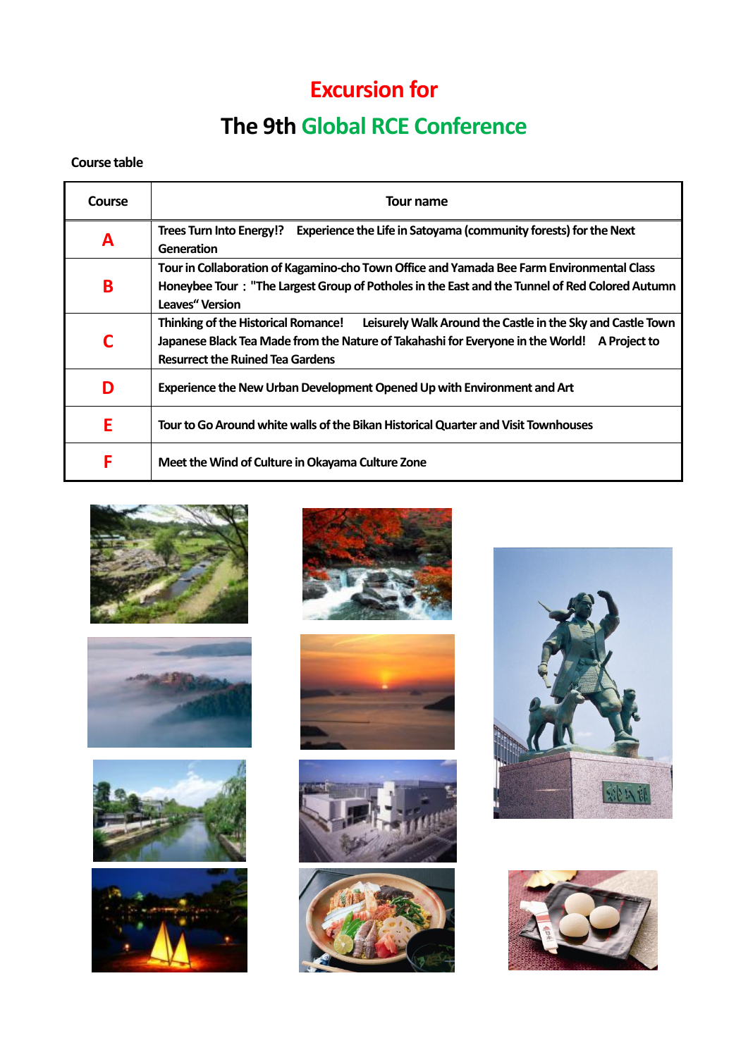# Excursion for

# The 9th Global RCE Conference

**Course table**

| Course | Tour name |
|---|---|
| **A** | Trees Turn Into Energy!? Experience the Life in Satoyama (community forests) for the Next Generation |
| **B** | Tour in Collaboration of Kagamino-cho Town Office and Yamada Bee Farm Environmental Class Honeybee Tour："The Largest Group of Potholes in the East and the Tunnel of Red Colored Autumn Leaves" Version |
| **C** | Thinking of the Historical Romance! Leisurely Walk Around the Castle in the Sky and Castle Town Japanese Black Tea Made from the Nature of Takahashi for Everyone in the World! A Project to Resurrect the Ruined Tea Gardens |
| **D** | Experience the New Urban Development Opened Up with Environment and Art |
| **E** | Tour to Go Around white walls of the Bikan Historical Quarter and Visit Townhouses |
| **F** | Meet the Wind of Culture in Okayama Culture Zone |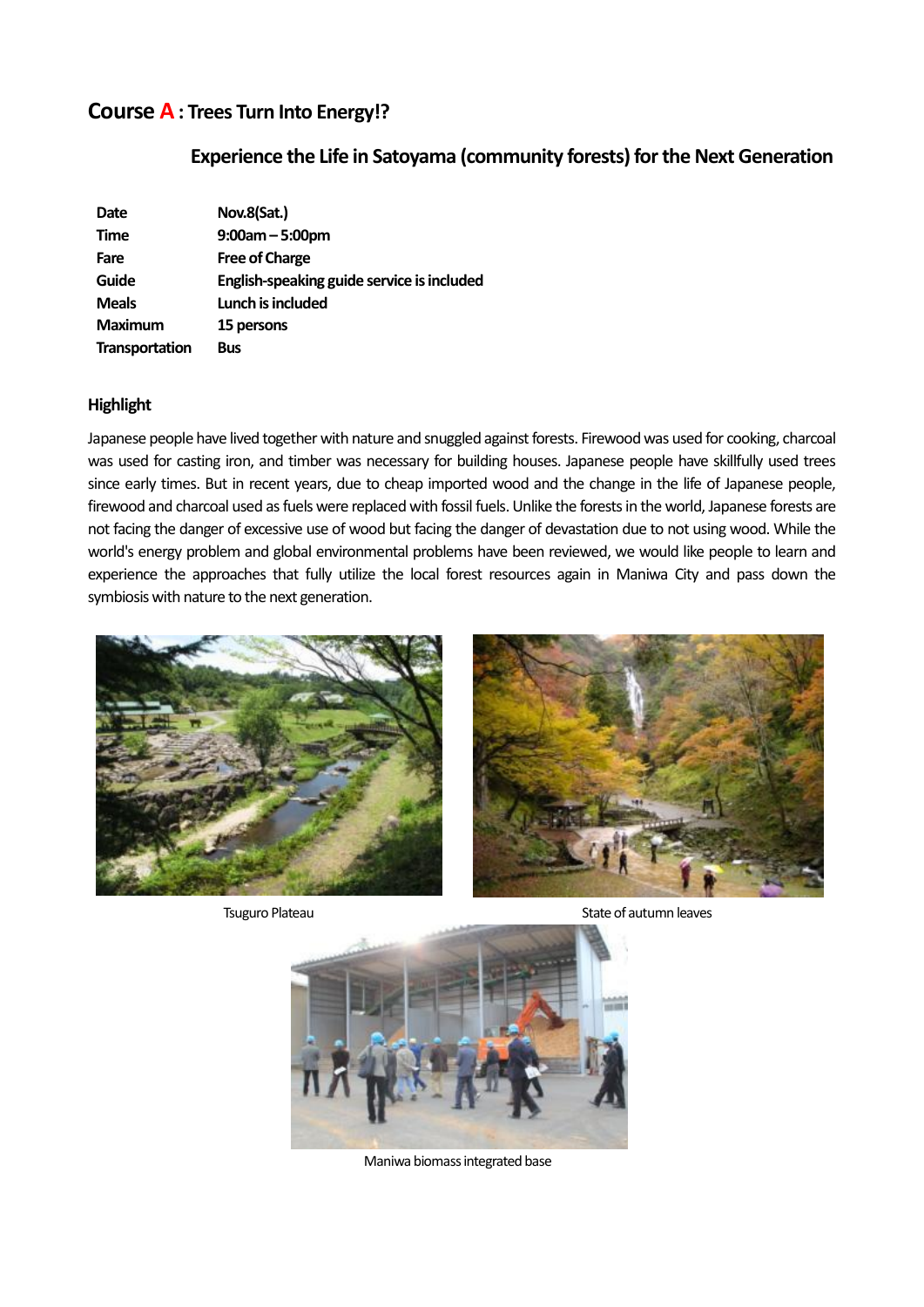# Course A : Trees Turn Into Energy!?

## Experience the Life in Satoyama (community forests) for the Next Generation

| | |
|---|---|
| **Date** | **Nov.8(Sat.)** |
| **Time** | **9:00am – 5:00pm** |
| **Fare** | **Free of Charge** |
| **Guide** | **English-speaking guide service is included** |
| **Meals** | **Lunch is included** |
| **Maximum** | **15 persons** |
| **Transportation** | **Bus** |

### Highlight

Japanese people have lived together with nature and snuggled against forests. Firewood was used for cooking, charcoal was used for casting iron, and timber was necessary for building houses. Japanese people have skillfully used trees since early times. But in recent years, due to cheap imported wood and the change in the life of Japanese people, firewood and charcoal used as fuels were replaced with fossil fuels. Unlike the forests in the world, Japanese forests are not facing the danger of excessive use of wood but facing the danger of devastation due to not using wood. While the world's energy problem and global environmental problems have been reviewed, we would like people to learn and experience the approaches that fully utilize the local forest resources again in Maniwa City and pass down the symbiosis with nature to the next generation.

Tsuguro Plateau

State of autumn leaves

Maniwa biomass integrated base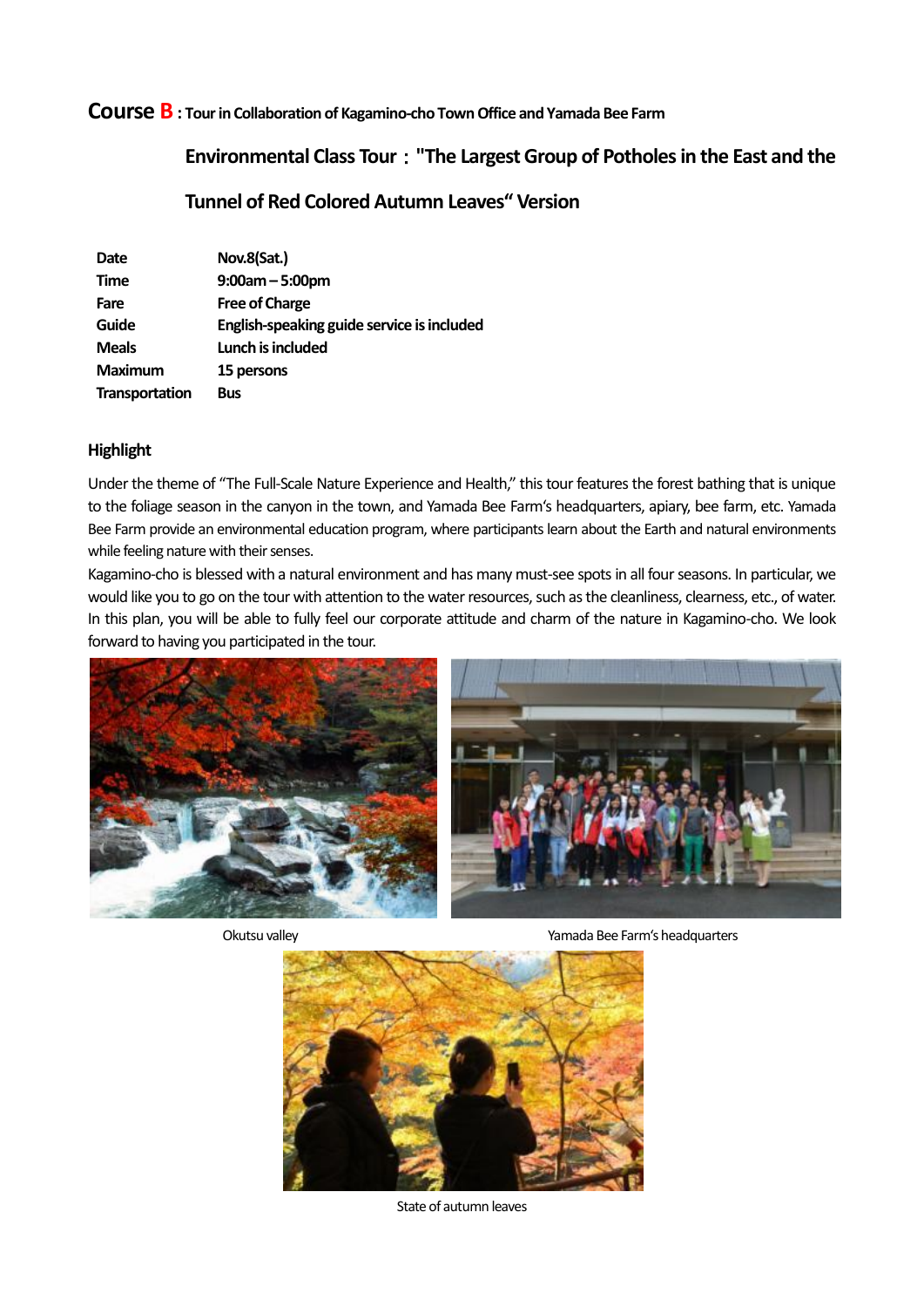## Course B : Tour in Collaboration of Kagamino-cho Town Office and Yamada Bee Farm

### Environmental Class Tour："The Largest Group of Potholes in the East and the Tunnel of Red Colored Autumn Leaves“ Version

| | |
|---|---|
| **Date** | **Nov.8(Sat.)** |
| **Time** | **9:00am – 5:00pm** |
| **Fare** | **Free of Charge** |
| **Guide** | **English-speaking guide service is included** |
| **Meals** | **Lunch is included** |
| **Maximum** | **15 persons** |
| **Transportation** | **Bus** |

### Highlight

Under the theme of "The Full-Scale Nature Experience and Health," this tour features the forest bathing that is unique to the foliage season in the canyon in the town, and Yamada Bee Farm's headquarters, apiary, bee farm, etc. Yamada Bee Farm provide an environmental education program, where participants learn about the Earth and natural environments while feeling nature with their senses.

Kagamino-cho is blessed with a natural environment and has many must-see spots in all four seasons. In particular, we would like you to go on the tour with attention to the water resources, such as the cleanliness, clearness, etc., of water. In this plan, you will be able to fully feel our corporate attitude and charm of the nature in Kagamino-cho. We look forward to having you participated in the tour.

Okutsu valley

Yamada Bee Farm's headquarters

State of autumn leaves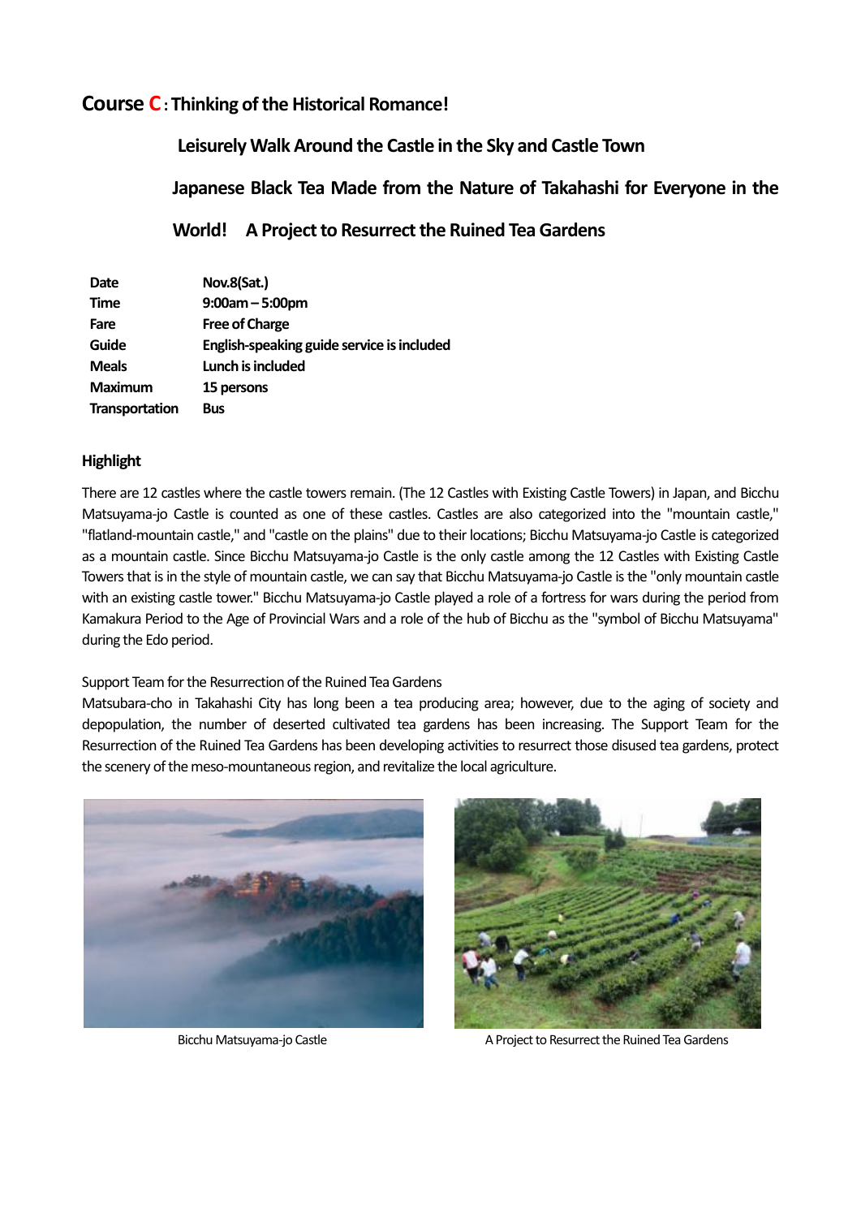## Course C : Thinking of the Historical Romance!

### Leisurely Walk Around the Castle in the Sky and Castle Town

### Japanese Black Tea Made from the Nature of Takahashi for Everyone in the World!　A Project to Resurrect the Ruined Tea Gardens

| | |
|---|---|
| **Date** | **Nov.8(Sat.)** |
| **Time** | **9:00am – 5:00pm** |
| **Fare** | **Free of Charge** |
| **Guide** | **English-speaking guide service is included** |
| **Meals** | **Lunch is included** |
| **Maximum** | **15 persons** |
| **Transportation** | **Bus** |

### Highlight

There are 12 castles where the castle towers remain. (The 12 Castles with Existing Castle Towers) in Japan, and Bicchu Matsuyama-jo Castle is counted as one of these castles. Castles are also categorized into the "mountain castle," "flatland-mountain castle," and "castle on the plains" due to their locations; Bicchu Matsuyama-jo Castle is categorized as a mountain castle. Since Bicchu Matsuyama-jo Castle is the only castle among the 12 Castles with Existing Castle Towers that is in the style of mountain castle, we can say that Bicchu Matsuyama-jo Castle is the "only mountain castle with an existing castle tower." Bicchu Matsuyama-jo Castle played a role of a fortress for wars during the period from Kamakura Period to the Age of Provincial Wars and a role of the hub of Bicchu as the "symbol of Bicchu Matsuyama" during the Edo period.

Support Team for the Resurrection of the Ruined Tea Gardens

Matsubara-cho in Takahashi City has long been a tea producing area; however, due to the aging of society and depopulation, the number of deserted cultivated tea gardens has been increasing. The Support Team for the Resurrection of the Ruined Tea Gardens has been developing activities to resurrect those disused tea gardens, protect the scenery of the meso-mountaneous region, and revitalize the local agriculture.

Bicchu Matsuyama-jo Castle

A Project to Resurrect the Ruined Tea Gardens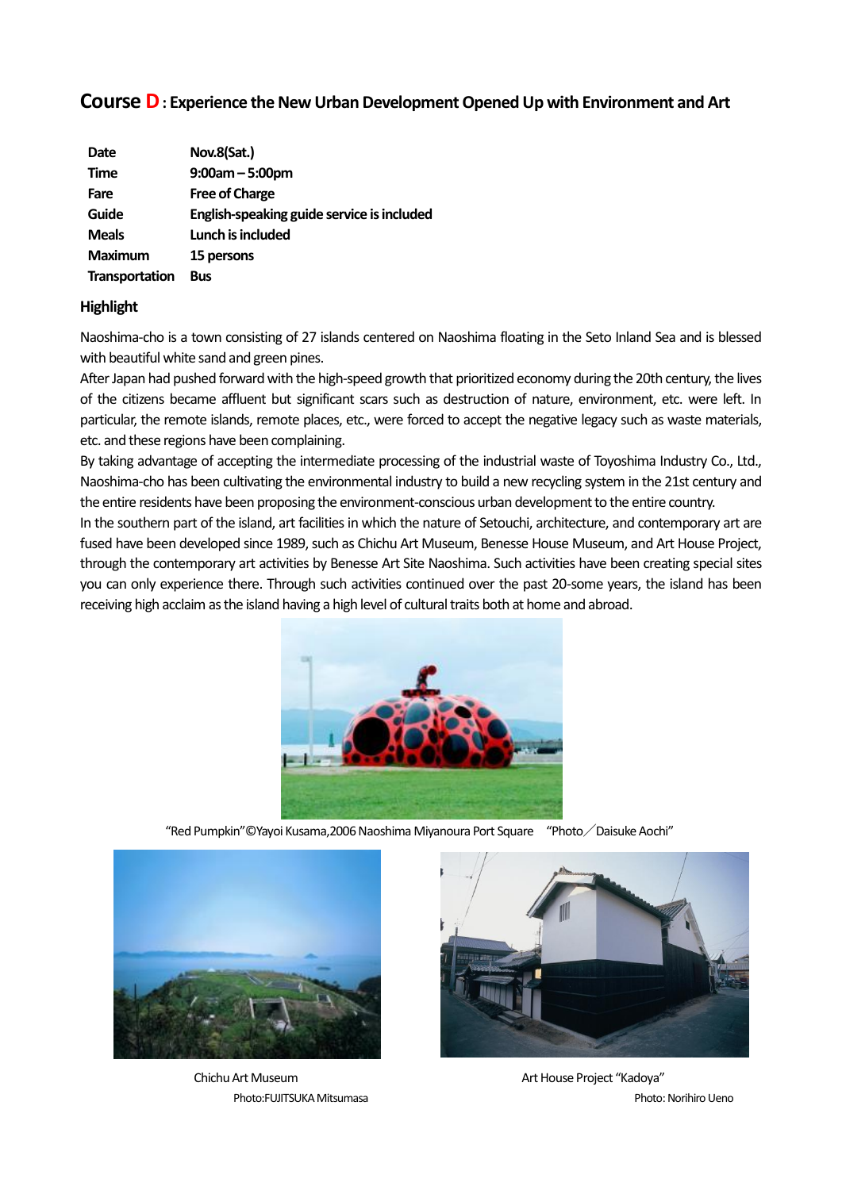## Course D : Experience the New Urban Development Opened Up with Environment and Art

| | |
|---|---|
| **Date** | **Nov.8(Sat.)** |
| **Time** | **9:00am – 5:00pm** |
| **Fare** | **Free of Charge** |
| **Guide** | **English-speaking guide service is included** |
| **Meals** | **Lunch is included** |
| **Maximum** | **15 persons** |
| **Transportation** | **Bus** |

### Highlight

Naoshima-cho is a town consisting of 27 islands centered on Naoshima floating in the Seto Inland Sea and is blessed with beautiful white sand and green pines.

After Japan had pushed forward with the high-speed growth that prioritized economy during the 20th century, the lives of the citizens became affluent but significant scars such as destruction of nature, environment, etc. were left. In particular, the remote islands, remote places, etc., were forced to accept the negative legacy such as waste materials, etc. and these regions have been complaining.

By taking advantage of accepting the intermediate processing of the industrial waste of Toyoshima Industry Co., Ltd., Naoshima-cho has been cultivating the environmental industry to build a new recycling system in the 21st century and the entire residents have been proposing the environment-conscious urban development to the entire country.

In the southern part of the island, art facilities in which the nature of Setouchi, architecture, and contemporary art are fused have been developed since 1989, such as Chichu Art Museum, Benesse House Museum, and Art House Project, through the contemporary art activities by Benesse Art Site Naoshima. Such activities have been creating special sites you can only experience there. Through such activities continued over the past 20-some years, the island has been receiving high acclaim as the island having a high level of cultural traits both at home and abroad.

"Red Pumpkin"©Yayoi Kusama,2006 Naoshima Miyanoura Port Square "Photo／Daisuke Aochi"

Chichu Art Museum
Photo:FUJITSUKA Mitsumasa

Art House Project "Kadoya"
Photo: Norihiro Ueno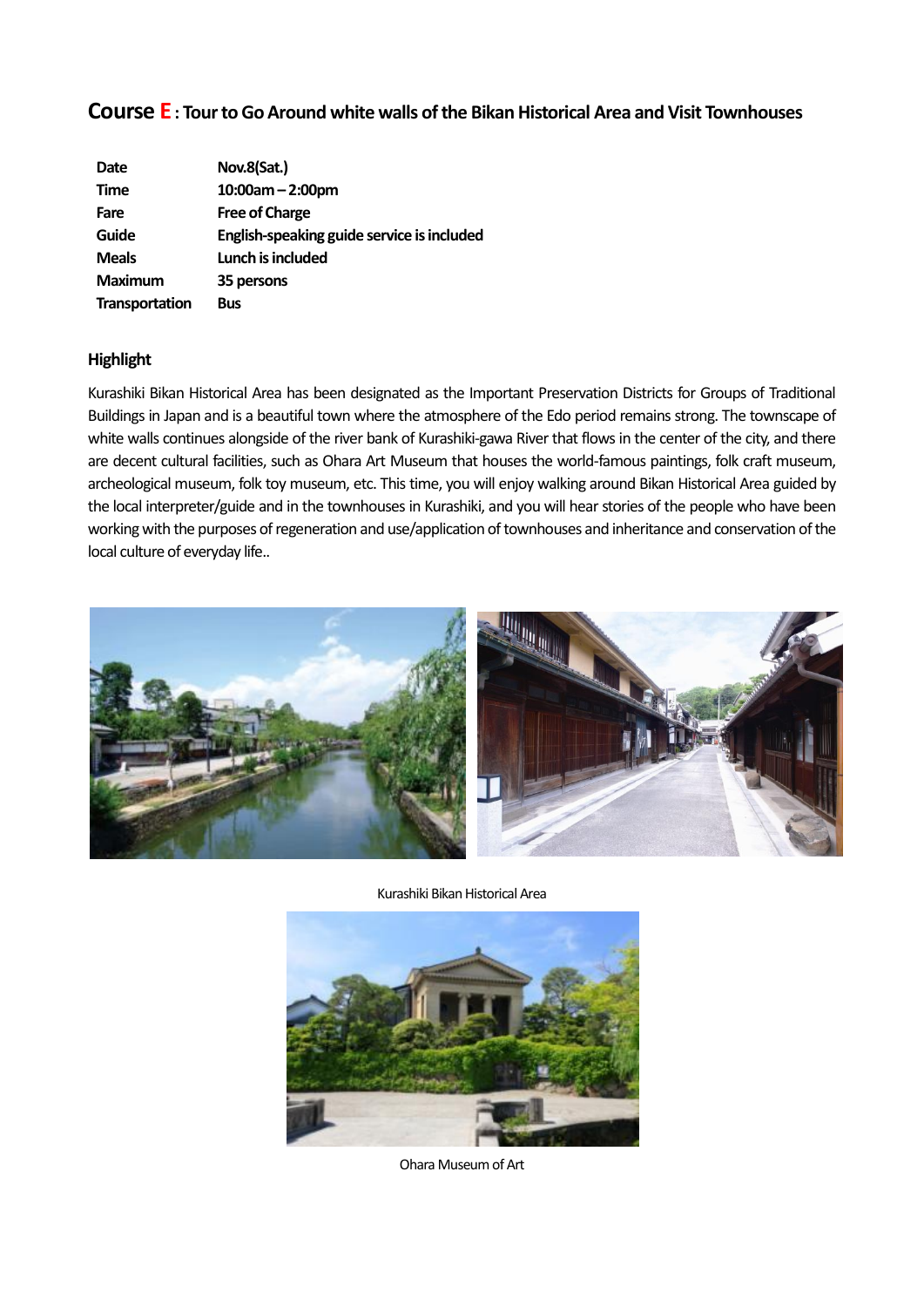## Course E : Tour to Go Around white walls of the Bikan Historical Area and Visit Townhouses

| | |
|---|---|
| **Date** | **Nov.8(Sat.)** |
| **Time** | **10:00am – 2:00pm** |
| **Fare** | **Free of Charge** |
| **Guide** | **English-speaking guide service is included** |
| **Meals** | **Lunch is included** |
| **Maximum** | **35 persons** |
| **Transportation** | **Bus** |

### Highlight

Kurashiki Bikan Historical Area has been designated as the Important Preservation Districts for Groups of Traditional Buildings in Japan and is a beautiful town where the atmosphere of the Edo period remains strong. The townscape of white walls continues alongside of the river bank of Kurashiki-gawa River that flows in the center of the city, and there are decent cultural facilities, such as Ohara Art Museum that houses the world-famous paintings, folk craft museum, archeological museum, folk toy museum, etc. This time, you will enjoy walking around Bikan Historical Area guided by the local interpreter/guide and in the townhouses in Kurashiki, and you will hear stories of the people who have been working with the purposes of regeneration and use/application of townhouses and inheritance and conservation of the local culture of everyday life..

Kurashiki Bikan Historical Area

Ohara Museum of Art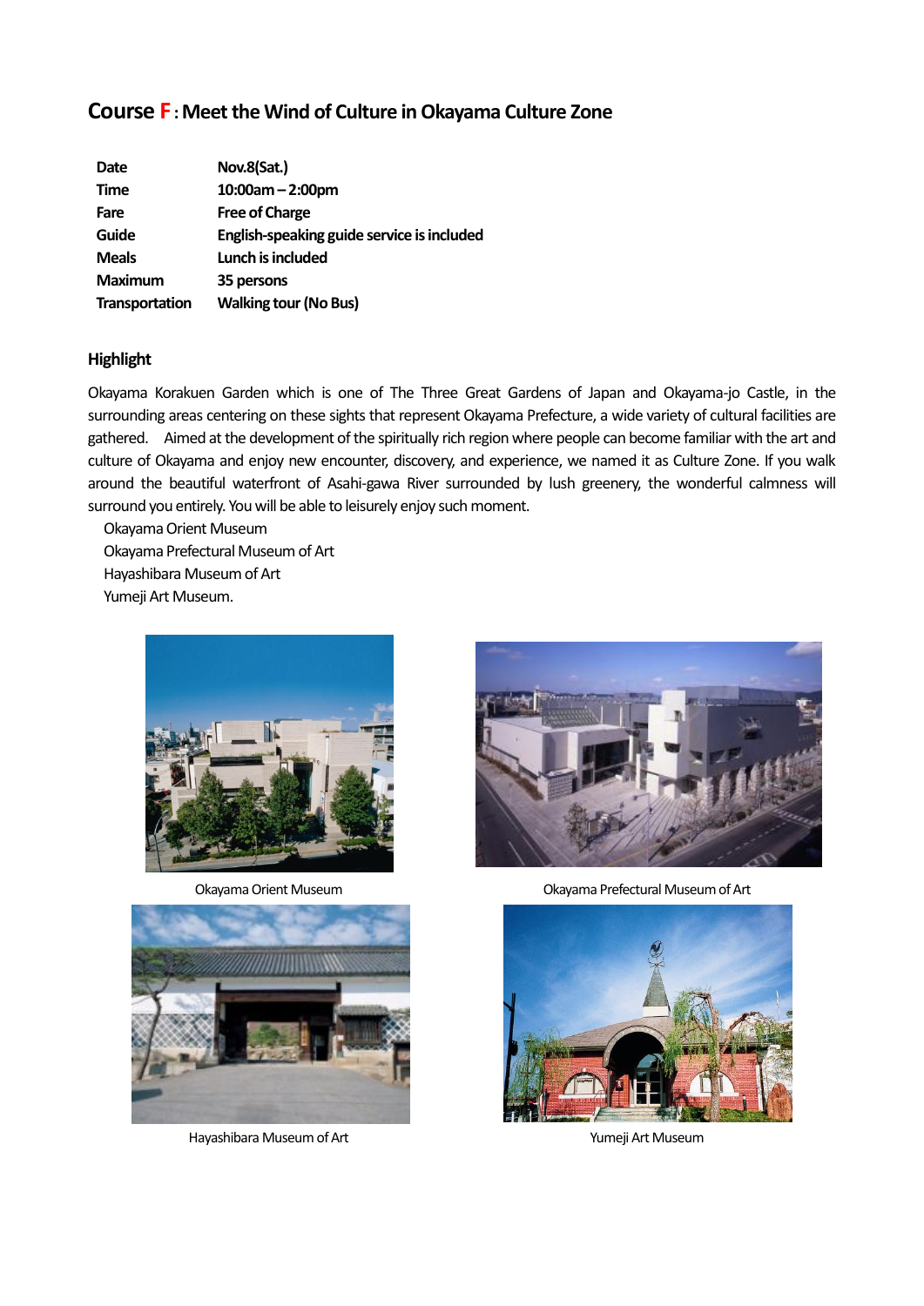# Course F : Meet the Wind of Culture in Okayama Culture Zone

| | |
|---|---|
| **Date** | **Nov.8(Sat.)** |
| **Time** | **10:00am – 2:00pm** |
| **Fare** | **Free of Charge** |
| **Guide** | **English-speaking guide service is included** |
| **Meals** | **Lunch is included** |
| **Maximum** | **35 persons** |
| **Transportation** | **Walking tour (No Bus)** |

## Highlight

Okayama Korakuen Garden which is one of The Three Great Gardens of Japan and Okayama-jo Castle, in the surrounding areas centering on these sights that represent Okayama Prefecture, a wide variety of cultural facilities are gathered. Aimed at the development of the spiritually rich region where people can become familiar with the art and culture of Okayama and enjoy new encounter, discovery, and experience, we named it as Culture Zone. If you walk around the beautiful waterfront of Asahi-gawa River surrounded by lush greenery, the wonderful calmness will surround you entirely. You will be able to leisurely enjoy such moment.

Okayama Orient Museum
Okayama Prefectural Museum of Art
Hayashibara Museum of Art
Yumeji Art Museum.

Okayama Orient Museum

Okayama Prefectural Museum of Art

Hayashibara Museum of Art

Yumeji Art Museum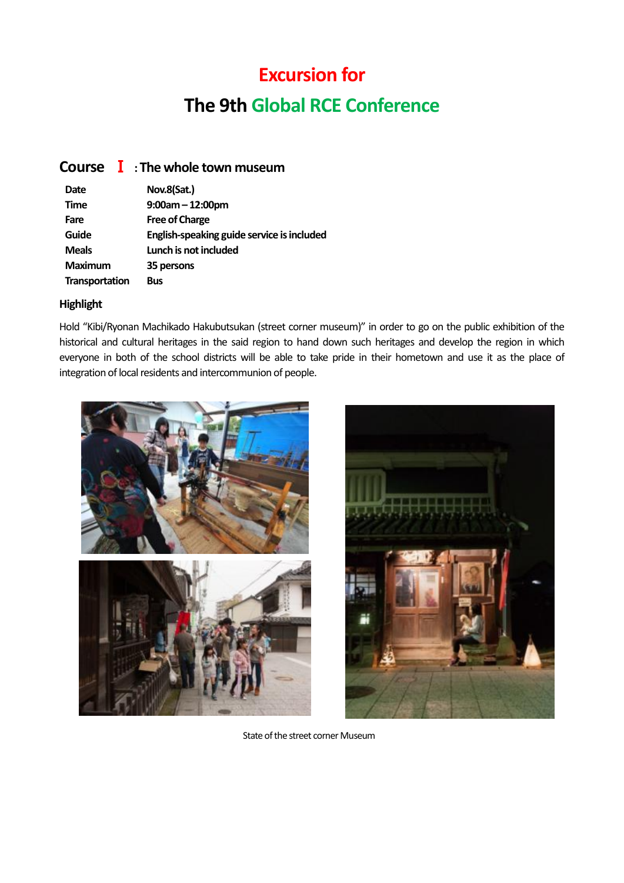# Excursion for

# The 9th Global RCE Conference

## Course Ⅰ : The whole town museum

| | |
|---|---|
| **Date** | **Nov.8(Sat.)** |
| **Time** | **9:00am – 12:00pm** |
| **Fare** | **Free of Charge** |
| **Guide** | **English-speaking guide service is included** |
| **Meals** | **Lunch is not included** |
| **Maximum** | **35 persons** |
| **Transportation** | **Bus** |

### Highlight

Hold “Kibi/Ryonan Machikado Hakubutsukan (street corner museum)” in order to go on the public exhibition of the historical and cultural heritages in the said region to hand down such heritages and develop the region in which everyone in both of the school districts will be able to take pride in their hometown and use it as the place of integration of local residents and intercommunion of people.

State of the street corner Museum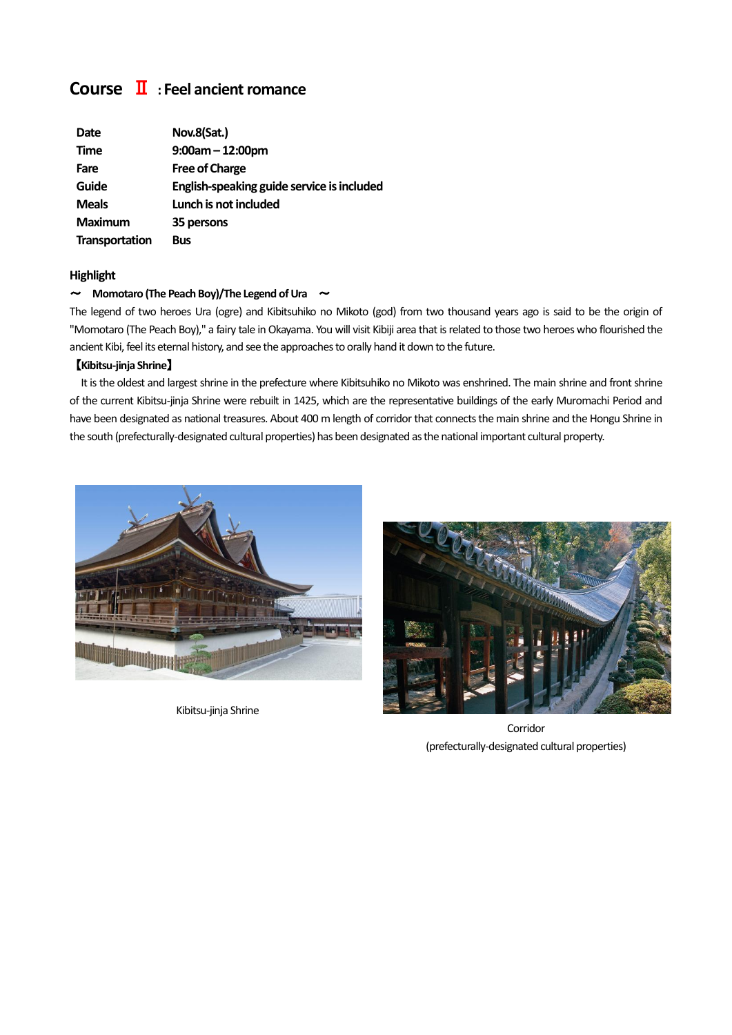# Course Ⅱ : Feel ancient romance

| | |
|---|---|
| **Date** | **Nov.8(Sat.)** |
| **Time** | **9:00am – 12:00pm** |
| **Fare** | **Free of Charge** |
| **Guide** | **English-speaking guide service is included** |
| **Meals** | **Lunch is not included** |
| **Maximum** | **35 persons** |
| **Transportation** | **Bus** |

## Highlight

**～ Momotaro (The Peach Boy)/The Legend of Ura ～**

The legend of two heroes Ura (ogre) and Kibitsuhiko no Mikoto (god) from two thousand years ago is said to be the origin of "Momotaro (The Peach Boy)," a fairy tale in Okayama. You will visit Kibiji area that is related to those two heroes who flourished the ancient Kibi, feel its eternal history, and see the approaches to orally hand it down to the future.

**【Kibitsu-jinja Shrine】**

It is the oldest and largest shrine in the prefecture where Kibitsuhiko no Mikoto was enshrined. The main shrine and front shrine of the current Kibitsu-jinja Shrine were rebuilt in 1425, which are the representative buildings of the early Muromachi Period and have been designated as national treasures. About 400 m length of corridor that connects the main shrine and the Hongu Shrine in the south (prefecturally-designated cultural properties) has been designated as the national important cultural property.

Kibitsu-jinja Shrine

Corridor
(prefecturally-designated cultural properties)